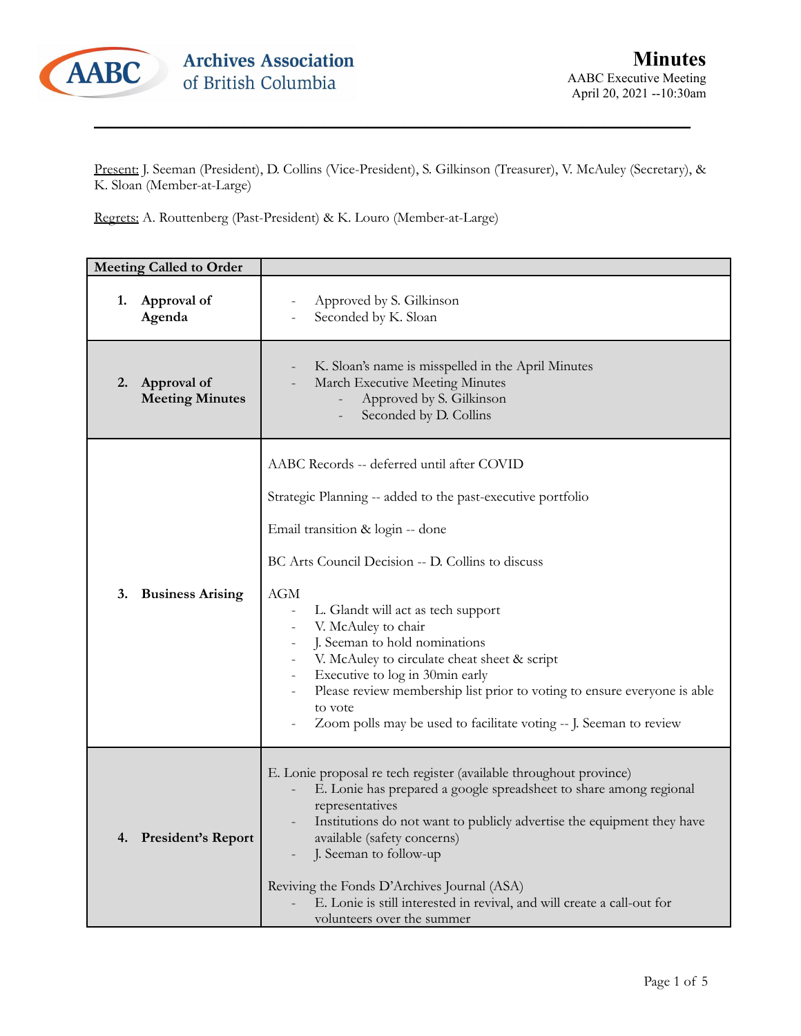Archives Association of British Columbia

# Minutes

AABC Executive Meeting
April 20, 2021 --10:30am

---

Present: J. Seeman (President), D. Collins (Vice-President), S. Gilkinson (Treasurer), V. McAuley (Secretary), & K. Sloan (Member-at-Large)

Regrets: A. Routtenberg (Past-President) & K. Louro (Member-at-Large)

| **Meeting Called to Order** | |
|---|---|
| **1. Approval of Agenda** | - Approved by S. Gilkinson<br>- Seconded by K. Sloan |
| **2. Approval of Meeting Minutes** | - K. Sloan's name is misspelled in the April Minutes<br>- March Executive Meeting Minutes<br>&nbsp;&nbsp;&nbsp;&nbsp;- Approved by S. Gilkinson<br>&nbsp;&nbsp;&nbsp;&nbsp;- Seconded by D. Collins |
| **3. Business Arising** | AABC Records -- deferred until after COVID<br><br>Strategic Planning -- added to the past-executive portfolio<br><br>Email transition & login -- done<br><br>BC Arts Council Decision -- D. Collins to discuss<br><br>AGM<br>- L. Glandt will act as tech support<br>- V. McAuley to chair<br>- J. Seeman to hold nominations<br>- V. McAuley to circulate cheat sheet & script<br>- Executive to log in 30min early<br>- Please review membership list prior to voting to ensure everyone is able to vote<br>- Zoom polls may be used to facilitate voting -- J. Seeman to review |
| **4. President's Report** | E. Lonie proposal re tech register (available throughout province)<br>- E. Lonie has prepared a google spreadsheet to share among regional representatives<br>- Institutions do not want to publicly advertise the equipment they have available (safety concerns)<br>- J. Seeman to follow-up<br><br>Reviving the Fonds D'Archives Journal (ASA)<br>- E. Lonie is still interested in revival, and will create a call-out for volunteers over the summer |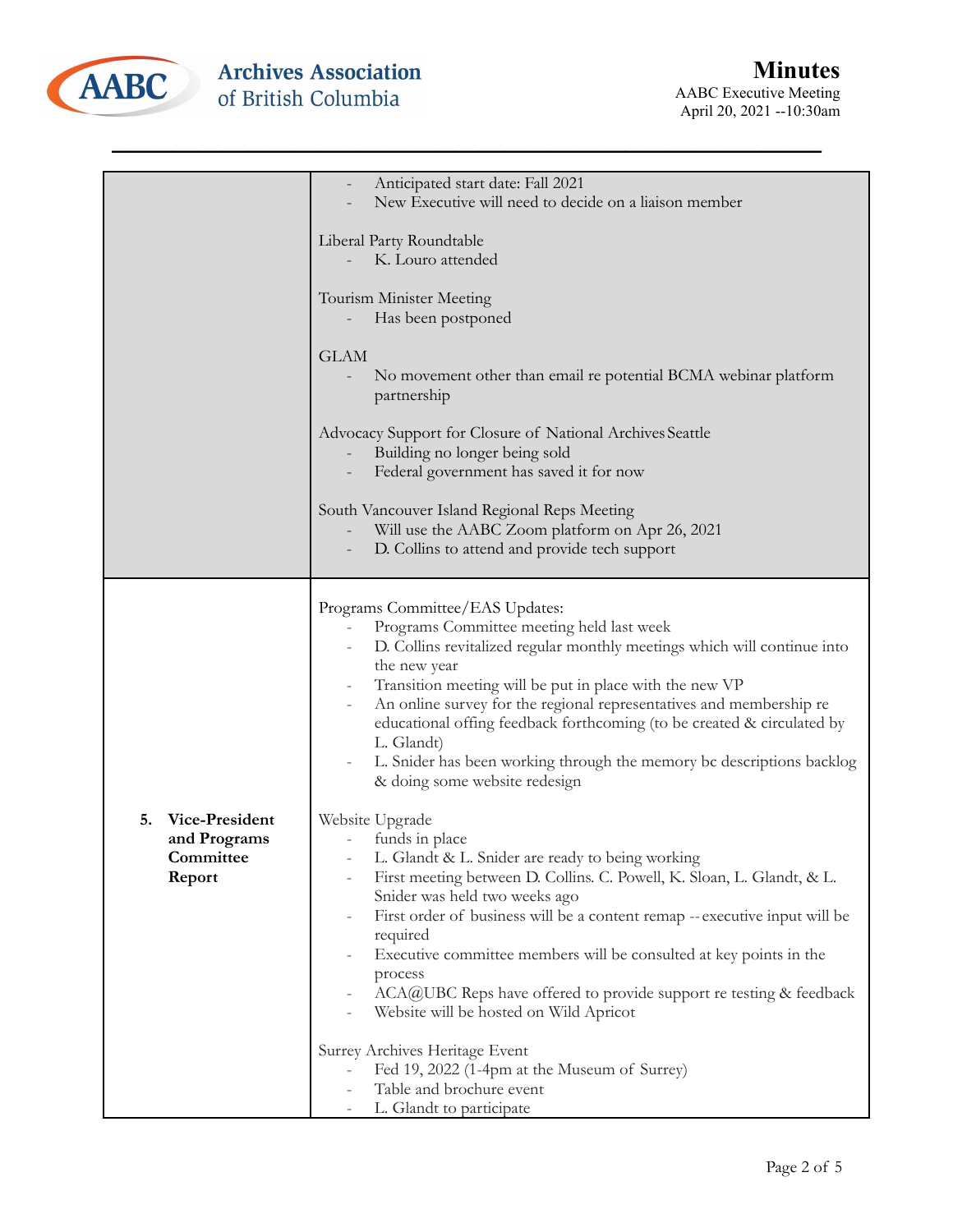| | |
|---|---|
| | - Anticipated start date: Fall 2021<br>- New Executive will need to decide on a liaison member<br><br>Liberal Party Roundtable<br>- K. Louro attended<br><br>Tourism Minister Meeting<br>- Has been postponed<br><br>GLAM<br>- No movement other than email re potential BCMA webinar platform partnership<br><br>Advocacy Support for Closure of National Archives Seattle<br>- Building no longer being sold<br>- Federal government has saved it for now<br><br>South Vancouver Island Regional Reps Meeting<br>- Will use the AABC Zoom platform on Apr 26, 2021<br>- D. Collins to attend and provide tech support |
| **5. Vice-President and Programs Committee Report** | Programs Committee/EAS Updates:<br>- Programs Committee meeting held last week<br>- D. Collins revitalized regular monthly meetings which will continue into the new year<br>- Transition meeting will be put in place with the new VP<br>- An online survey for the regional representatives and membership re educational offing feedback forthcoming (to be created & circulated by L. Glandt)<br>- L. Snider has been working through the memory bc descriptions backlog & doing some website redesign<br><br>Website Upgrade<br>- funds in place<br>- L. Glandt & L. Snider are ready to being working<br>- First meeting between D. Collins. C. Powell, K. Sloan, L. Glandt, & L. Snider was held two weeks ago<br>- First order of business will be a content remap -- executive input will be required<br>- Executive committee members will be consulted at key points in the process<br>- ACA@UBC Reps have offered to provide support re testing & feedback<br>- Website will be hosted on Wild Apricot<br><br>Surrey Archives Heritage Event<br>- Fed 19, 2022 (1-4pm at the Museum of Surrey)<br>- Table and brochure event<br>- L. Glandt to participate |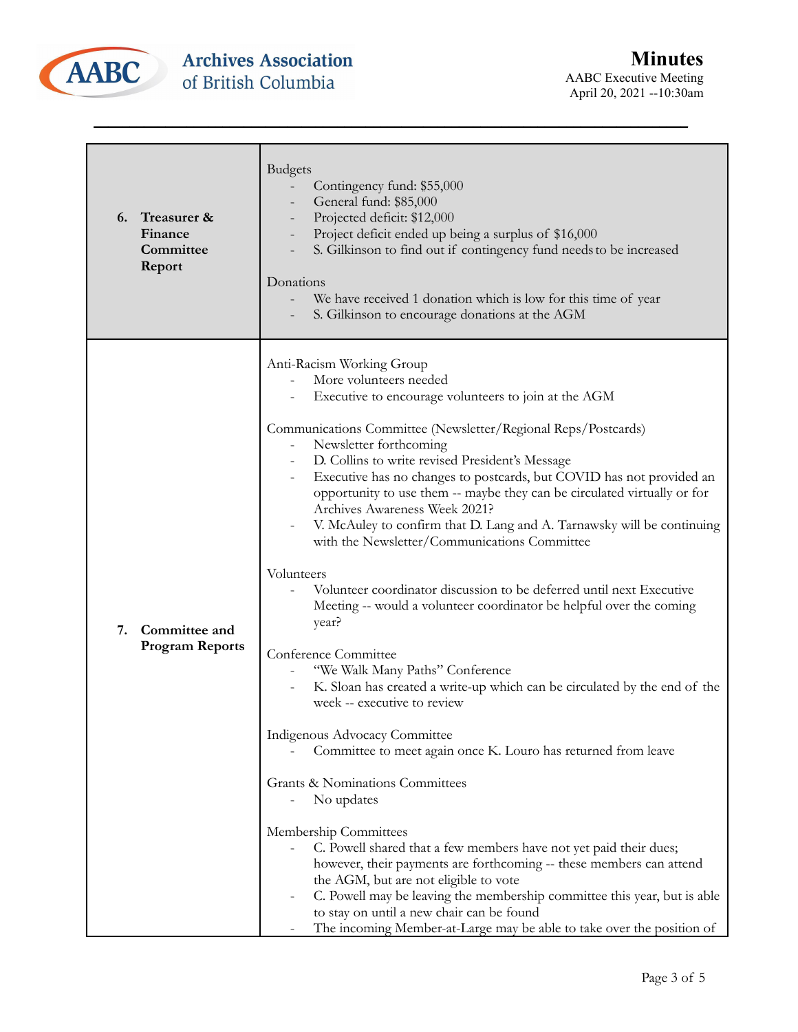| | |
|---|---|
| **6. Treasurer & Finance Committee Report** | Budgets<br>- Contingency fund: $55,000<br>- General fund: $85,000<br>- Projected deficit: $12,000<br>- Project deficit ended up being a surplus of $16,000<br>- S. Gilkinson to find out if contingency fund needs to be increased<br><br>Donations<br>- We have received 1 donation which is low for this time of year<br>- S. Gilkinson to encourage donations at the AGM |
| **7. Committee and Program Reports** | Anti-Racism Working Group<br>- More volunteers needed<br>- Executive to encourage volunteers to join at the AGM<br><br>Communications Committee (Newsletter/Regional Reps/Postcards)<br>- Newsletter forthcoming<br>- D. Collins to write revised President's Message<br>- Executive has no changes to postcards, but COVID has not provided an opportunity to use them -- maybe they can be circulated virtually or for Archives Awareness Week 2021?<br>- V. McAuley to confirm that D. Lang and A. Tarnawsky will be continuing with the Newsletter/Communications Committee<br><br>Volunteers<br>- Volunteer coordinator discussion to be deferred until next Executive Meeting -- would a volunteer coordinator be helpful over the coming year?<br><br>Conference Committee<br>- "We Walk Many Paths" Conference<br>- K. Sloan has created a write-up which can be circulated by the end of the week -- executive to review<br><br>Indigenous Advocacy Committee<br>- Committee to meet again once K. Louro has returned from leave<br><br>Grants & Nominations Committees<br>- No updates<br><br>Membership Committees<br>- C. Powell shared that a few members have not yet paid their dues; however, their payments are forthcoming -- these members can attend the AGM, but are not eligible to vote<br>- C. Powell may be leaving the membership committee this year, but is able to stay on until a new chair can be found<br>- The incoming Member-at-Large may be able to take over the position of |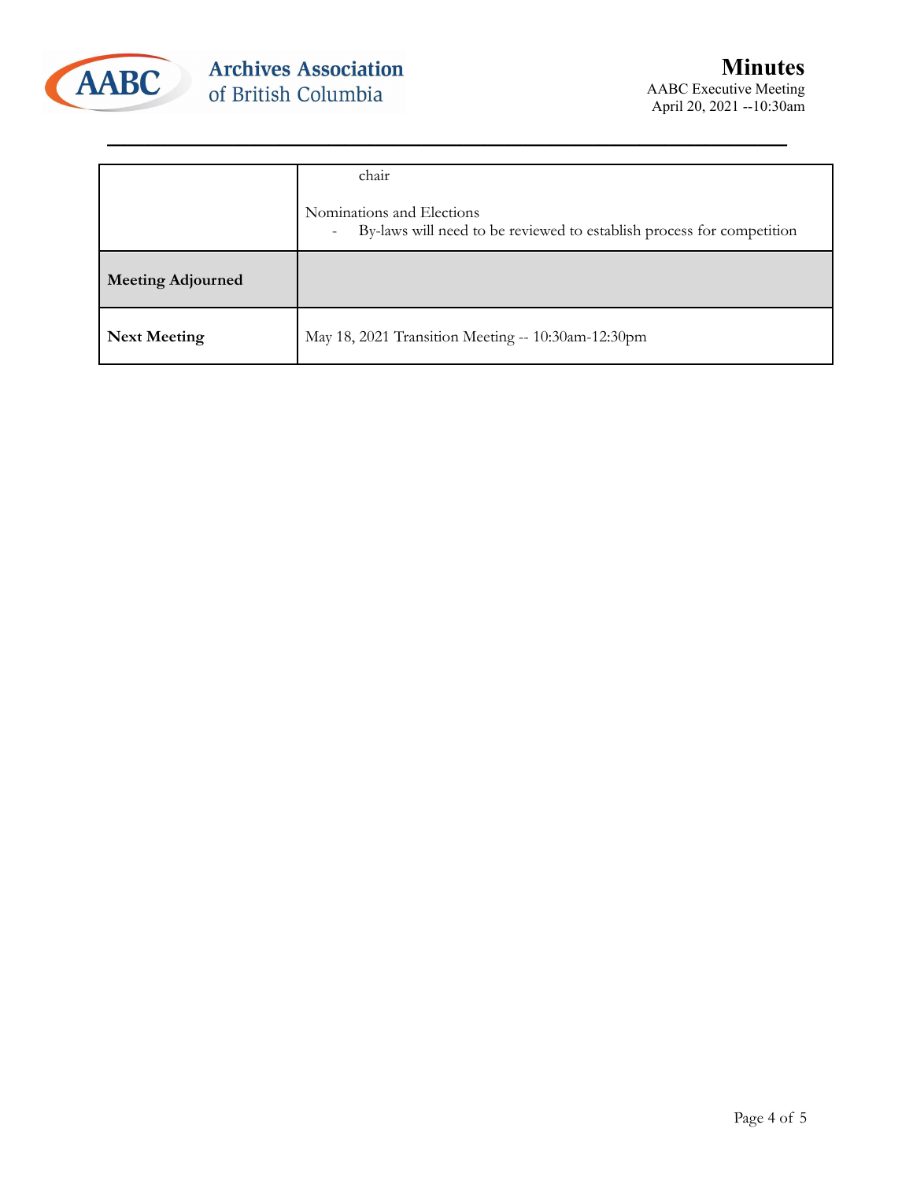| | |
|---|---|
| | chair<br><br>Nominations and Elections<br>- By-laws will need to be reviewed to establish process for competition |
| **Meeting Adjourned** | |
| **Next Meeting** | May 18, 2021 Transition Meeting -- 10:30am-12:30pm |